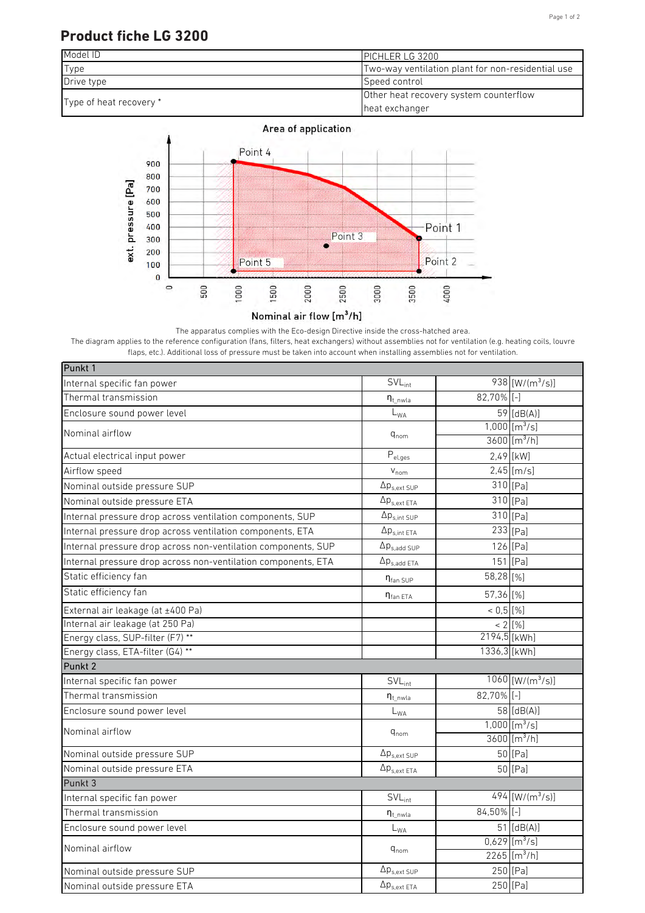# Product fiche LG 3200

| Model ID | PICHLER LG 3200 |
|---|---|
| Type | Two-way ventilation plant for non-residential use |
| Drive type | Speed control |
| Type of heat recovery * | Other heat recovery system counterflow heat exchanger |

Area of application

The apparatus complies with the Eco-design Directive inside the cross-hatched area.
The diagram applies to the reference configuration (fans, filters, heat exchangers) without assemblies not for ventilation (e.g. heating coils, louvre flaps, etc.). Additional loss of pressure must be taken into account when installing assemblies not for ventilation.

| Punkt 1 | | | |
|---|---|---|---|
| Internal specific fan power | $SVL_{int}$ | 938 | [W/(m³/s)] |
| Thermal transmission | $\eta_{t\_nwla}$ | 82,70% | [-] |
| Enclosure sound power level | $L_{WA}$ | 59 | [dB(A)] |
| Nominal airflow | $q_{nom}$ | 1,000 | [m³/s] |
| | | 3600 | [m³/h] |
| Actual electrical input power | $P_{el,ges}$ | 2,49 | [kW] |
| Airflow speed | $v_{nom}$ | 2,45 | [m/s] |
| Nominal outside pressure SUP | $\Delta p_{s,ext\ SUP}$ | 310 | [Pa] |
| Nominal outside pressure ETA | $\Delta p_{s,ext\ ETA}$ | 310 | [Pa] |
| Internal pressure drop across ventilation components, SUP | $\Delta p_{s,int\ SUP}$ | 310 | [Pa] |
| Internal pressure drop across ventilation components, ETA | $\Delta p_{s,int\ ETA}$ | 233 | [Pa] |
| Internal pressure drop across non-ventilation components, SUP | $\Delta p_{s,add\ SUP}$ | 126 | [Pa] |
| Internal pressure drop across non-ventilation components, ETA | $\Delta p_{s,add\ ETA}$ | 151 | [Pa] |
| Static efficiency fan | $\eta_{fan\ SUP}$ | 58,28 | [%] |
| Static efficiency fan | $\eta_{fan\ ETA}$ | 57,36 | [%] |
| External air leakage (at ±400 Pa) | | < 0,5 | [%] |
| Internal air leakage (at 250 Pa) | | < 2 | [%] |
| Energy class, SUP-filter (F7) ** | | 2194,5 | [kWh] |
| Energy class, ETA-filter (G4) ** | | 1336,3 | [kWh] |
| **Punkt 2** | | | |
| Internal specific fan power | $SVL_{int}$ | 1060 | [W/(m³/s)] |
| Thermal transmission | $\eta_{t\_nwla}$ | 82,70% | [-] |
| Enclosure sound power level | $L_{WA}$ | 58 | [dB(A)] |
| Nominal airflow | $q_{nom}$ | 1,000 | [m³/s] |
| | | 3600 | [m³/h] |
| Nominal outside pressure SUP | $\Delta p_{s,ext\ SUP}$ | 50 | [Pa] |
| Nominal outside pressure ETA | $\Delta p_{s,ext\ ETA}$ | 50 | [Pa] |
| **Punkt 3** | | | |
| Internal specific fan power | $SVL_{int}$ | 494 | [W/(m³/s)] |
| Thermal transmission | $\eta_{t\_nwla}$ | 84,50% | [-] |
| Enclosure sound power level | $L_{WA}$ | 51 | [dB(A)] |
| Nominal airflow | $q_{nom}$ | 0,629 | [m³/s] |
| | | 2265 | [m³/h] |
| Nominal outside pressure SUP | $\Delta p_{s,ext\ SUP}$ | 250 | [Pa] |
| Nominal outside pressure ETA | $\Delta p_{s,ext\ ETA}$ | 250 | [Pa] |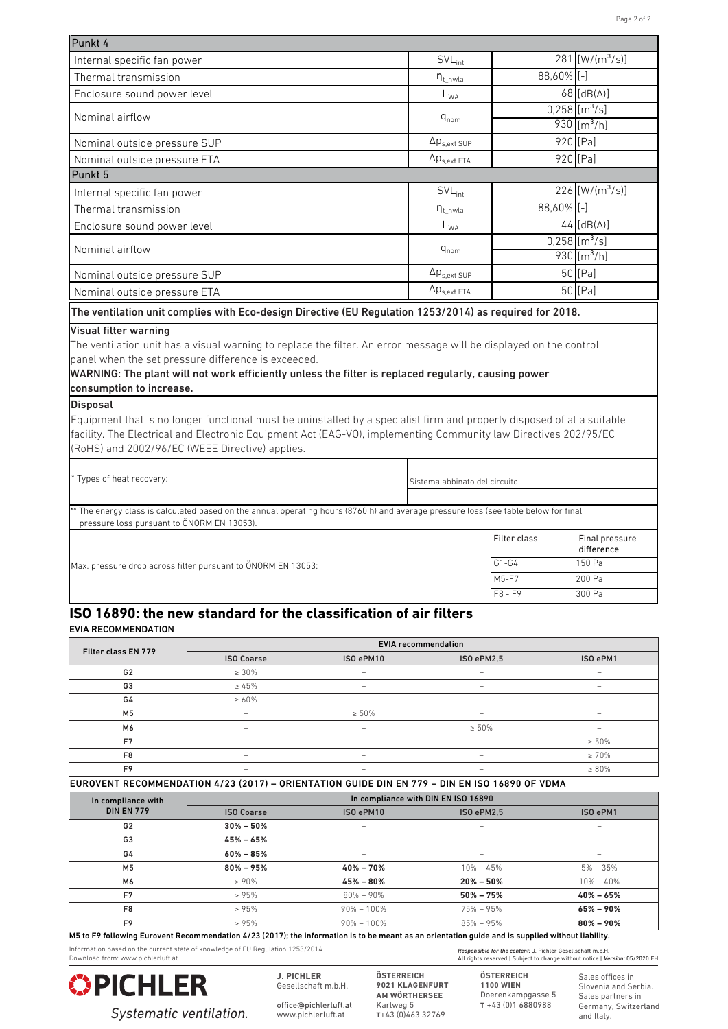| Punkt 4 | | | |
|---|---|---|---|
| Internal specific fan power | $SVL_{int}$ | 281 | [W/(m³/s)] |
| Thermal transmission | $\eta_{t\_nwla}$ | 88,60% | [-] |
| Enclosure sound power level | $L_{WA}$ | 68 | [dB(A)] |
| Nominal airflow | $q_{nom}$ | 0,258 | [m³/s] |
| | | 930 | [m³/h] |
| Nominal outside pressure SUP | $\Delta p_{s,ext\ SUP}$ | 920 | [Pa] |
| Nominal outside pressure ETA | $\Delta p_{s,ext\ ETA}$ | 920 | [Pa] |
| **Punkt 5** | | | |
| Internal specific fan power | $SVL_{int}$ | 226 | [W/(m³/s)] |
| Thermal transmission | $\eta_{t\_nwla}$ | 88,60% | [-] |
| Enclosure sound power level | $L_{WA}$ | 44 | [dB(A)] |
| Nominal airflow | $q_{nom}$ | 0,258 | [m³/s] |
| | | 930 | [m³/h] |
| Nominal outside pressure SUP | $\Delta p_{s,ext\ SUP}$ | 50 | [Pa] |
| Nominal outside pressure ETA | $\Delta p_{s,ext\ ETA}$ | 50 | [Pa] |

**The ventilation unit complies with Eco-design Directive (EU Regulation 1253/2014) as required for 2018.**

**Visual filter warning**

The ventilation unit has a visual warning to replace the filter. An error message will be displayed on the control panel when the set pressure difference is exceeded.

**WARNING: The plant will not work efficiently unless the filter is replaced regularly, causing power consumption to increase.**

**Disposal**

Equipment that is no longer functional must be uninstalled by a specialist firm and properly disposed of at a suitable facility. The Electrical and Electronic Equipment Act (EAG-VO), implementing Community law Directives 202/95/EC (RoHS) and 2002/96/EC (WEEE Directive) applies.

| | |
|---|---|
| * Types of heat recovery: | Sistema abbinato del circuito |

** The energy class is calculated based on the annual operating hours (8760 h) and average pressure loss (see table below for final pressure loss pursuant to ÖNORM EN 13053).

| | Filter class | Final pressure difference |
|---|---|---|
| Max. pressure drop across filter pursuant to ÖNORM EN 13053: | G1-G4 | 150 Pa |
| | M5-F7 | 200 Pa |
| | F8 - F9 | 300 Pa |

## ISO 16890: the new standard for the classification of air filters

**EVIA RECOMMENDATION**

| Filter class EN 779 | EVIA recommendation | | | |
|---|---|---|---|---|
| | ISO Coarse | ISO ePM10 | ISO ePM2,5 | ISO ePM1 |
| G2 | ≥ 30% | – | – | – |
| G3 | ≥ 45% | – | – | – |
| G4 | ≥ 60% | – | – | – |
| M5 | – | ≥ 50% | – | – |
| M6 | – | – | ≥ 50% | – |
| F7 | – | – | – | ≥ 50% |
| F8 | – | – | – | ≥ 70% |
| F9 | – | – | – | ≥ 80% |

**EUROVENT RECOMMENDATION 4/23 (2017) – ORIENTATION GUIDE DIN EN 779 – DIN EN ISO 16890 OF VDMA**

| In compliance with DIN EN 779 | In compliance with DIN EN ISO 16890 | | | |
|---|---|---|---|---|
| | ISO Coarse | ISO ePM10 | ISO ePM2,5 | ISO ePM1 |
| G2 | **30% – 50%** | – | – | – |
| G3 | **45% – 65%** | – | – | – |
| G4 | **60% – 85%** | – | – | – |
| M5 | **80% – 95%** | **40% – 70%** | 10% – 45% | 5% – 35% |
| M6 | > 90% | **45% – 80%** | **20% – 50%** | 10% – 40% |
| F7 | > 95% | 80% – 90% | **50% – 75%** | **40% – 65%** |
| F8 | > 95% | 90% – 100% | 75% – 95% | **65% – 90%** |
| F9 | > 95% | 90% – 100% | 85% – 95% | **80% – 90%** |

**M5 to F9 following Eurovent Recommendation 4/23 (2017); the information is to be meant as an orientation guide and is supplied without liability.**

Information based on the current state of knowledge of EU Regulation 1253/2014
Download from: www.pichlerluft.at

*Responsible for the content:* J. Pichler Gesellschaft m.b.H.
All rights reserved | Subject to change without notice | *Version:* 05/2020 EH

PICHLER *Systematic ventilation.*

**J. PICHLER** Gesellschaft m.b.H.
office@pichlerluft.at
www.pichlerluft.at

**ÖSTERREICH**
**9021 KLAGENFURT AM WÖRTHERSEE**
Karlweg 5
T +43 (0)463 32769

**ÖSTERREICH**
**1100 WIEN**
Doerenkampgasse 5
T +43 (0)1 6880988

Sales offices in Slovenia and Serbia.
Sales partners in Germany, Switzerland and Italy.